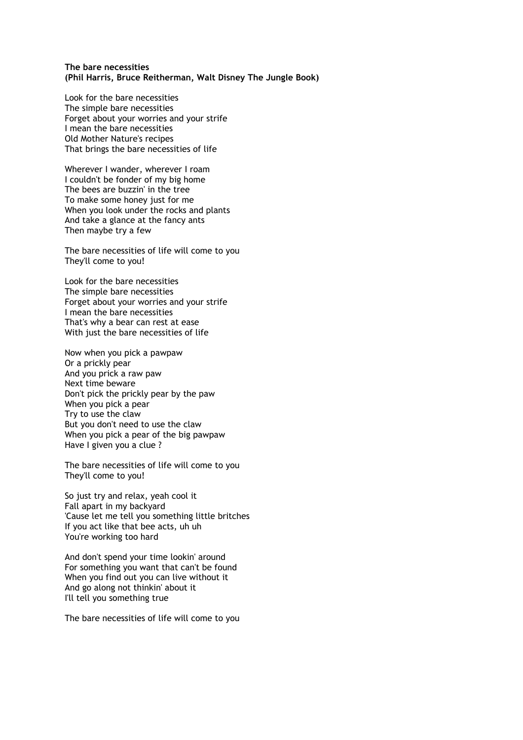**The bare necessities**
**(Phil Harris, Bruce Reitherman, Walt Disney The Jungle Book)**

Look for the bare necessities
The simple bare necessities
Forget about your worries and your strife
I mean the bare necessities
Old Mother Nature's recipes
That brings the bare necessities of life

Wherever I wander, wherever I roam
I couldn't be fonder of my big home
The bees are buzzin' in the tree
To make some honey just for me
When you look under the rocks and plants
And take a glance at the fancy ants
Then maybe try a few

The bare necessities of life will come to you
They'll come to you!

Look for the bare necessities
The simple bare necessities
Forget about your worries and your strife
I mean the bare necessities
That's why a bear can rest at ease
With just the bare necessities of life

Now when you pick a pawpaw
Or a prickly pear
And you prick a raw paw
Next time beware
Don't pick the prickly pear by the paw
When you pick a pear
Try to use the claw
But you don't need to use the claw
When you pick a pear of the big pawpaw
Have I given you a clue ?

The bare necessities of life will come to you
They'll come to you!

So just try and relax, yeah cool it
Fall apart in my backyard
'Cause let me tell you something little britches
If you act like that bee acts, uh uh
You're working too hard

And don't spend your time lookin' around
For something you want that can't be found
When you find out you can live without it
And go along not thinkin' about it
I'll tell you something true

The bare necessities of life will come to you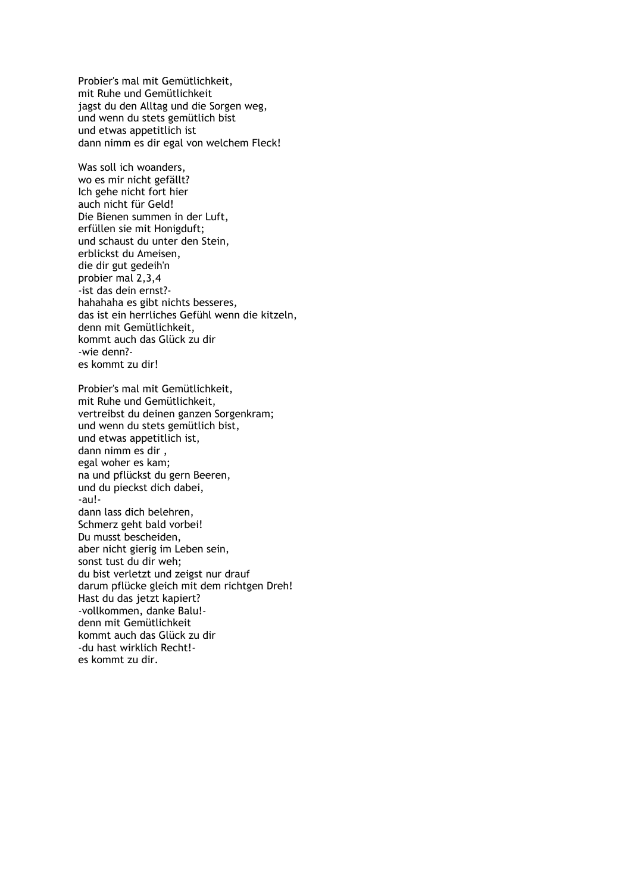Probier's mal mit Gemütlichkeit,
mit Ruhe und Gemütlichkeit
jagst du den Alltag und die Sorgen weg,
und wenn du stets gemütlich bist
und etwas appetitlich ist
dann nimm es dir egal von welchem Fleck!

Was soll ich woanders,
wo es mir nicht gefällt?
Ich gehe nicht fort hier
auch nicht für Geld!
Die Bienen summen in der Luft,
erfüllen sie mit Honigduft;
und schaust du unter den Stein,
erblickst du Ameisen,
die dir gut gedeih'n
probier mal 2,3,4
-ist das dein ernst?-
hahahaha es gibt nichts besseres,
das ist ein herrliches Gefühl wenn die kitzeln,
denn mit Gemütlichkeit,
kommt auch das Glück zu dir
-wie denn?-
es kommt zu dir!

Probier's mal mit Gemütlichkeit,
mit Ruhe und Gemütlichkeit,
vertreibst du deinen ganzen Sorgenkram;
und wenn du stets gemütlich bist,
und etwas appetitlich ist,
dann nimm es dir ,
egal woher es kam;
na und pflückst du gern Beeren,
und du pieckst dich dabei,
-au!-
dann lass dich belehren,
Schmerz geht bald vorbei!
Du musst bescheiden,
aber nicht gierig im Leben sein,
sonst tust du dir weh;
du bist verletzt und zeigst nur drauf
darum pflücke gleich mit dem richtgen Dreh!
Hast du das jetzt kapiert?
-vollkommen, danke Balu!-
denn mit Gemütlichkeit
kommt auch das Glück zu dir
-du hast wirklich Recht!-
es kommt zu dir.